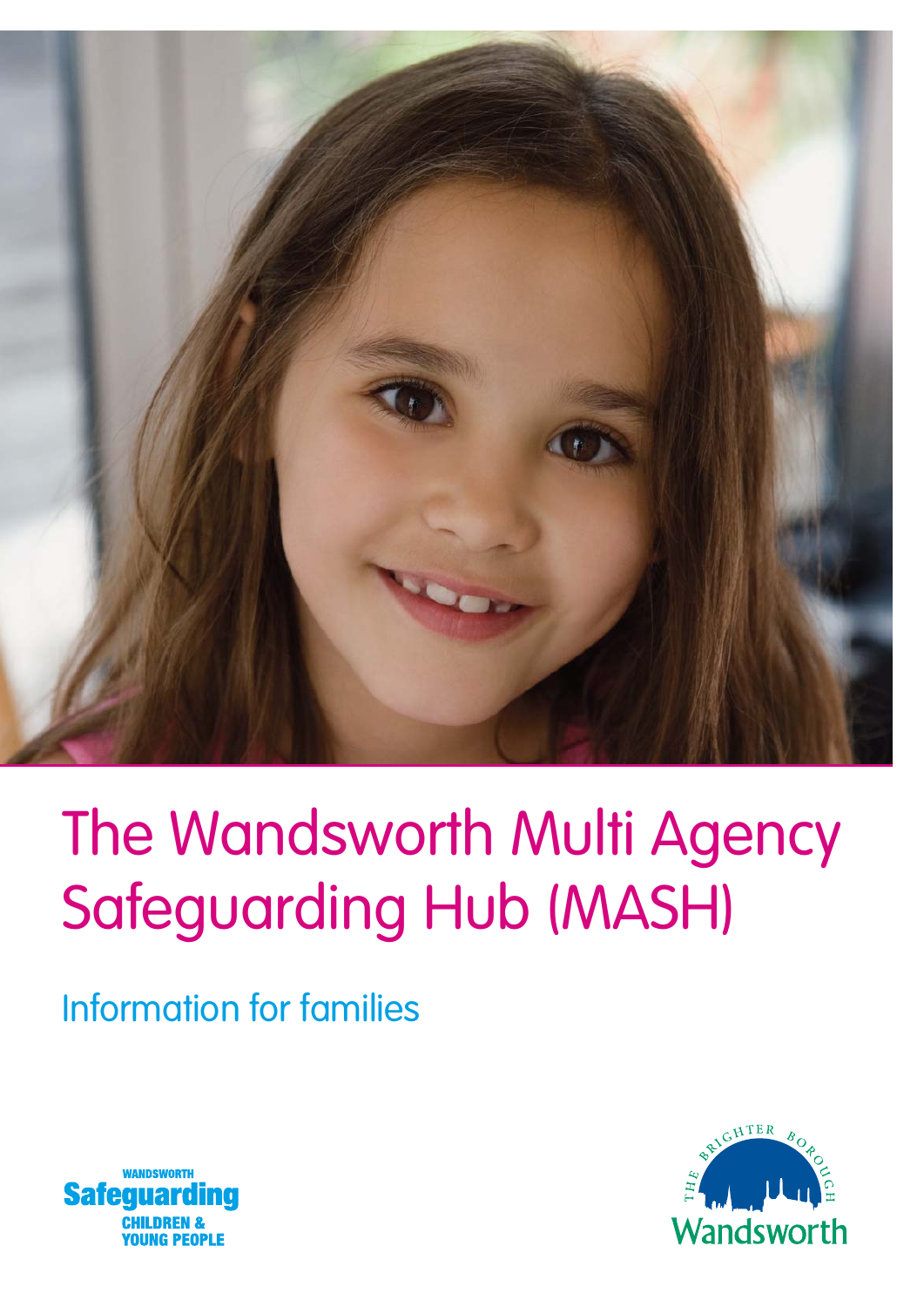# The Wandsworth Multi Agency Safeguarding Hub (MASH)

## Information for families

WANDSWORTH
**Safeguarding**
CHILDREN &
YOUNG PEOPLE

THE BRIGHTER BOROUGH
Wandsworth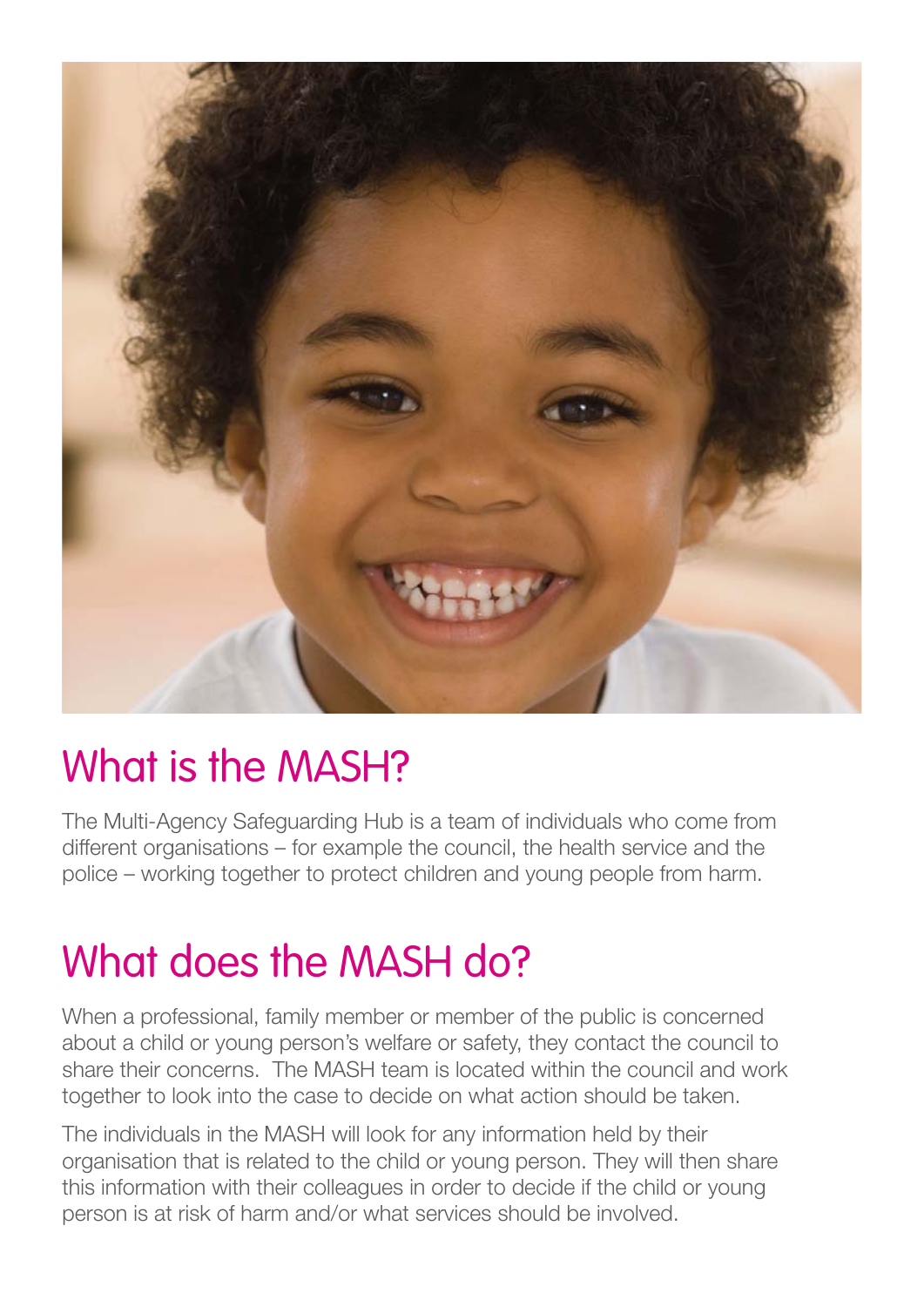## What is the MASH?

The Multi-Agency Safeguarding Hub is a team of individuals who come from different organisations – for example the council, the health service and the police – working together to protect children and young people from harm.

## What does the MASH do?

When a professional, family member or member of the public is concerned about a child or young person's welfare or safety, they contact the council to share their concerns. The MASH team is located within the council and work together to look into the case to decide on what action should be taken.

The individuals in the MASH will look for any information held by their organisation that is related to the child or young person. They will then share this information with their colleagues in order to decide if the child or young person is at risk of harm and/or what services should be involved.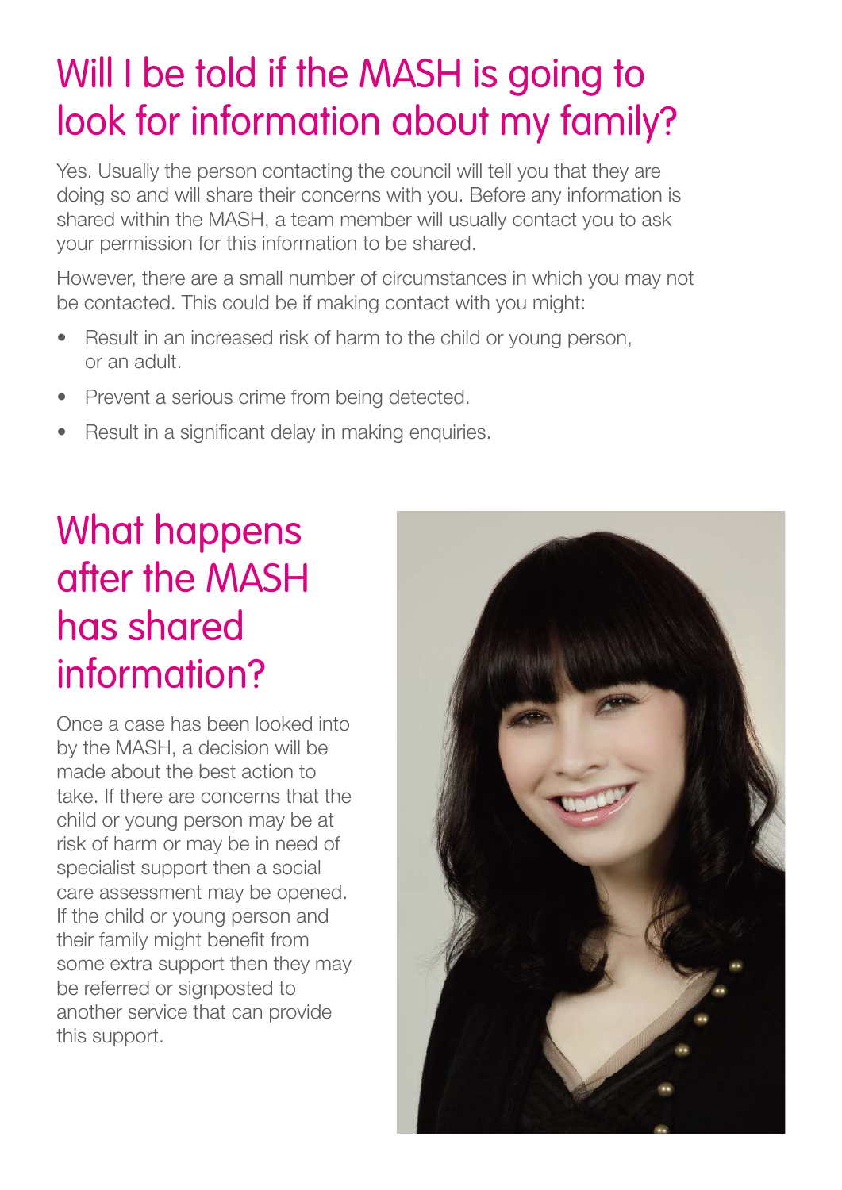# Will I be told if the MASH is going to look for information about my family?

Yes. Usually the person contacting the council will tell you that they are doing so and will share their concerns with you. Before any information is shared within the MASH, a team member will usually contact you to ask your permission for this information to be shared.

However, there are a small number of circumstances in which you may not be contacted. This could be if making contact with you might:

- Result in an increased risk of harm to the child or young person, or an adult.
- Prevent a serious crime from being detected.
- Result in a significant delay in making enquiries.

# What happens after the MASH has shared information?

Once a case has been looked into by the MASH, a decision will be made about the best action to take. If there are concerns that the child or young person may be at risk of harm or may be in need of specialist support then a social care assessment may be opened. If the child or young person and their family might benefit from some extra support then they may be referred or signposted to another service that can provide this support.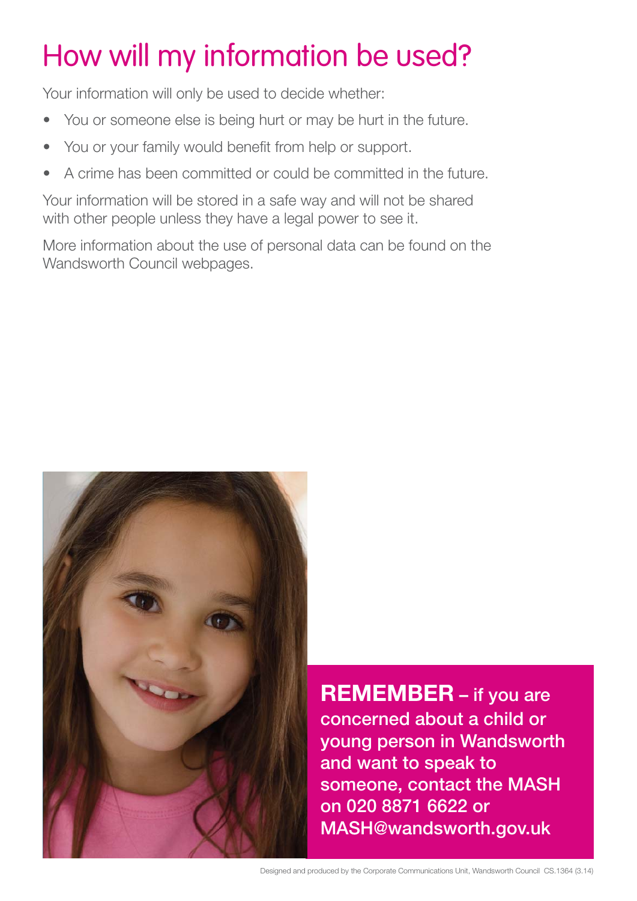# How will my information be used?

Your information will only be used to decide whether:

- You or someone else is being hurt or may be hurt in the future.
- You or your family would benefit from help or support.
- A crime has been committed or could be committed in the future.

Your information will be stored in a safe way and will not be shared with other people unless they have a legal power to see it.

More information about the use of personal data can be found on the Wandsworth Council webpages.

**REMEMBER** – if you are concerned about a child or young person in Wandsworth and want to speak to someone, contact the MASH on 020 8871 6622 or MASH@wandsworth.gov.uk

Designed and produced by the Corporate Communications Unit, Wandsworth Council CS.1364 (3.14)